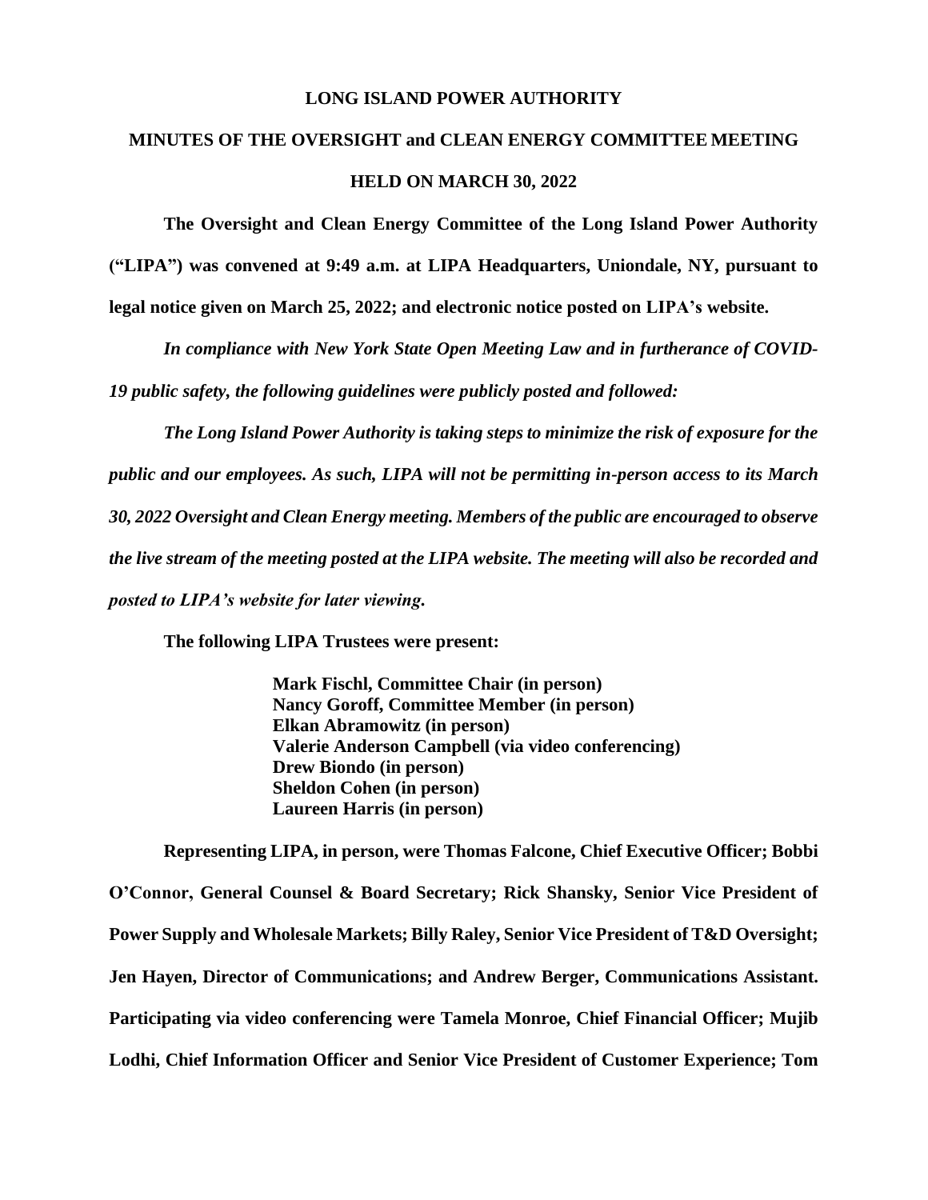# LONG ISLAND POWER AUTHORITY

## MINUTES OF THE OVERSIGHT and CLEAN ENERGY COMMITTEE MEETING

## HELD ON MARCH 30, 2022

**The Oversight and Clean Energy Committee of the Long Island Power Authority ("LIPA") was convened at 9:49 a.m. at LIPA Headquarters, Uniondale, NY, pursuant to legal notice given on March 25, 2022; and electronic notice posted on LIPA's website.**

***In compliance with New York State Open Meeting Law and in furtherance of COVID-19 public safety, the following guidelines were publicly posted and followed:***

***The Long Island Power Authority is taking steps to minimize the risk of exposure for the public and our employees. As such, LIPA will not be permitting in-person access to its March 30, 2022 Oversight and Clean Energy meeting. Members of the public are encouraged to observe the live stream of the meeting posted at the LIPA website. The meeting will also be recorded and posted to LIPA's website for later viewing.***

**The following LIPA Trustees were present:**

**Mark Fischl, Committee Chair (in person)**
**Nancy Goroff, Committee Member (in person)**
**Elkan Abramowitz (in person)**
**Valerie Anderson Campbell (via video conferencing)**
**Drew Biondo (in person)**
**Sheldon Cohen (in person)**
**Laureen Harris (in person)**

**Representing LIPA, in person, were Thomas Falcone, Chief Executive Officer; Bobbi O'Connor, General Counsel & Board Secretary; Rick Shansky, Senior Vice President of Power Supply and Wholesale Markets; Billy Raley, Senior Vice President of T&D Oversight; Jen Hayen, Director of Communications; and Andrew Berger, Communications Assistant. Participating via video conferencing were Tamela Monroe, Chief Financial Officer; Mujib Lodhi, Chief Information Officer and Senior Vice President of Customer Experience; Tom**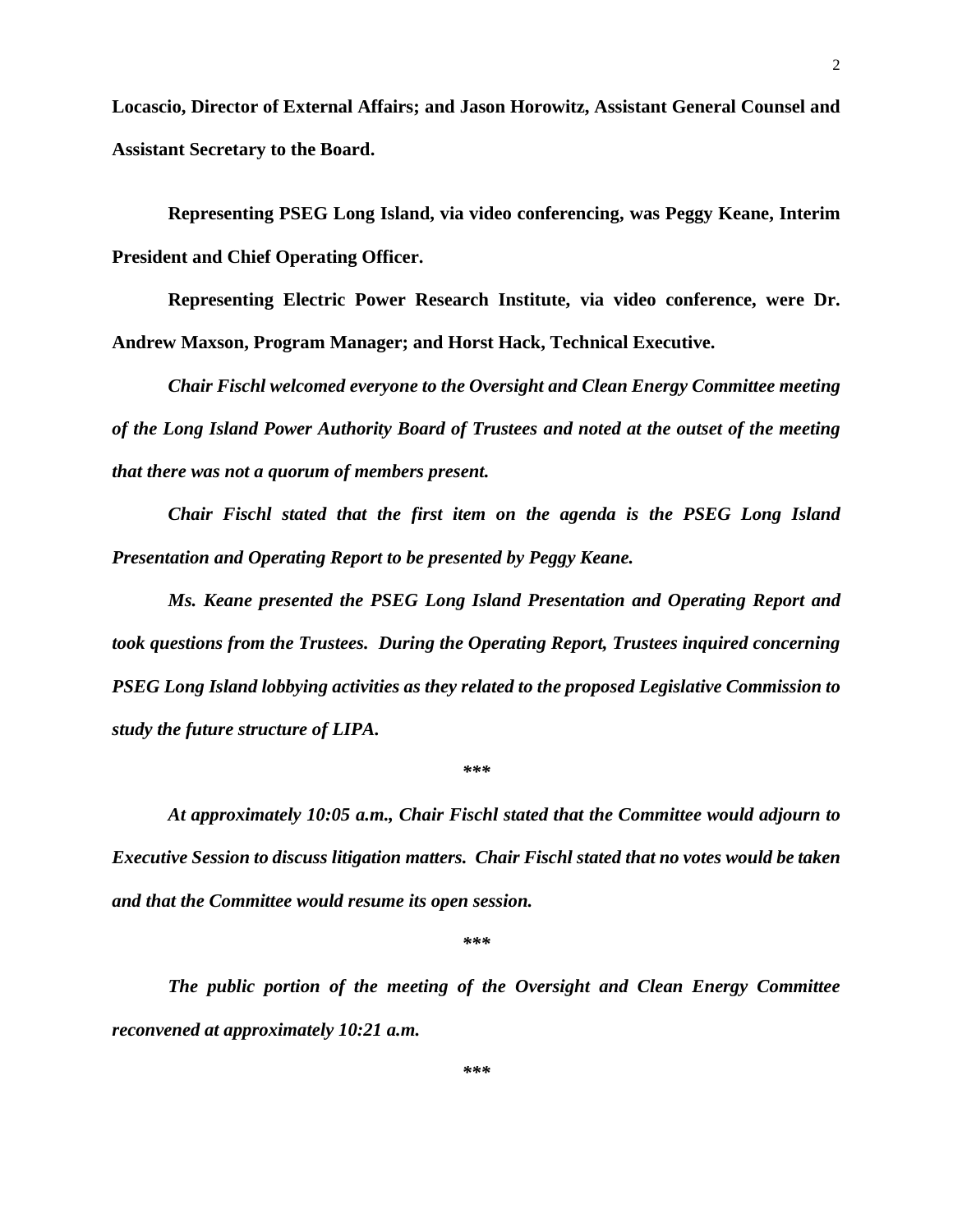**Locascio, Director of External Affairs; and Jason Horowitz, Assistant General Counsel and Assistant Secretary to the Board.**

**Representing PSEG Long Island, via video conferencing, was Peggy Keane, Interim President and Chief Operating Officer.**

**Representing Electric Power Research Institute, via video conference, were Dr. Andrew Maxson, Program Manager; and Horst Hack, Technical Executive.**

***Chair Fischl welcomed everyone to the Oversight and Clean Energy Committee meeting of the Long Island Power Authority Board of Trustees and noted at the outset of the meeting that there was not a quorum of members present.***

***Chair Fischl stated that the first item on the agenda is the PSEG Long Island Presentation and Operating Report to be presented by Peggy Keane.***

***Ms. Keane presented the PSEG Long Island Presentation and Operating Report and took questions from the Trustees. During the Operating Report, Trustees inquired concerning PSEG Long Island lobbying activities as they related to the proposed Legislative Commission to study the future structure of LIPA.***

***

***At approximately 10:05 a.m., Chair Fischl stated that the Committee would adjourn to Executive Session to discuss litigation matters. Chair Fischl stated that no votes would be taken and that the Committee would resume its open session.***

***

***The public portion of the meeting of the Oversight and Clean Energy Committee reconvened at approximately 10:21 a.m.***

***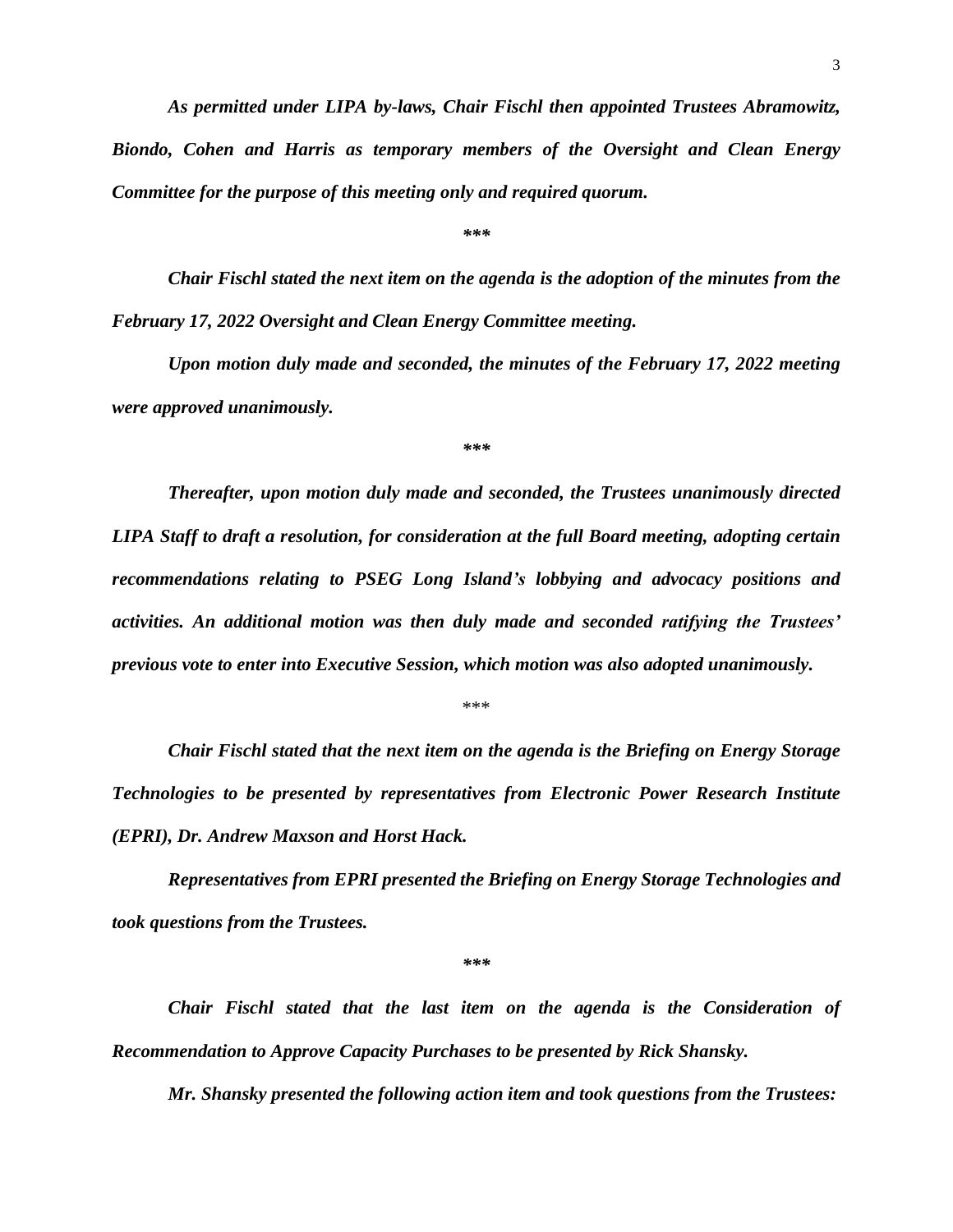*As permitted under LIPA by-laws, Chair Fischl then appointed Trustees Abramowitz, Biondo, Cohen and Harris as temporary members of the Oversight and Clean Energy Committee for the purpose of this meeting only and required quorum.*

***

*Chair Fischl stated the next item on the agenda is the adoption of the minutes from the February 17, 2022 Oversight and Clean Energy Committee meeting.*

*Upon motion duly made and seconded, the minutes of the February 17, 2022 meeting were approved unanimously.*

***

*Thereafter, upon motion duly made and seconded, the Trustees unanimously directed LIPA Staff to draft a resolution, for consideration at the full Board meeting, adopting certain recommendations relating to PSEG Long Island's lobbying and advocacy positions and activities. An additional motion was then duly made and seconded ratifying the Trustees' previous vote to enter into Executive Session, which motion was also adopted unanimously.*

***

*Chair Fischl stated that the next item on the agenda is the Briefing on Energy Storage Technologies to be presented by representatives from Electronic Power Research Institute (EPRI), Dr. Andrew Maxson and Horst Hack.*

*Representatives from EPRI presented the Briefing on Energy Storage Technologies and took questions from the Trustees.*

***

*Chair Fischl stated that the last item on the agenda is the Consideration of Recommendation to Approve Capacity Purchases to be presented by Rick Shansky.*

*Mr. Shansky presented the following action item and took questions from the Trustees:*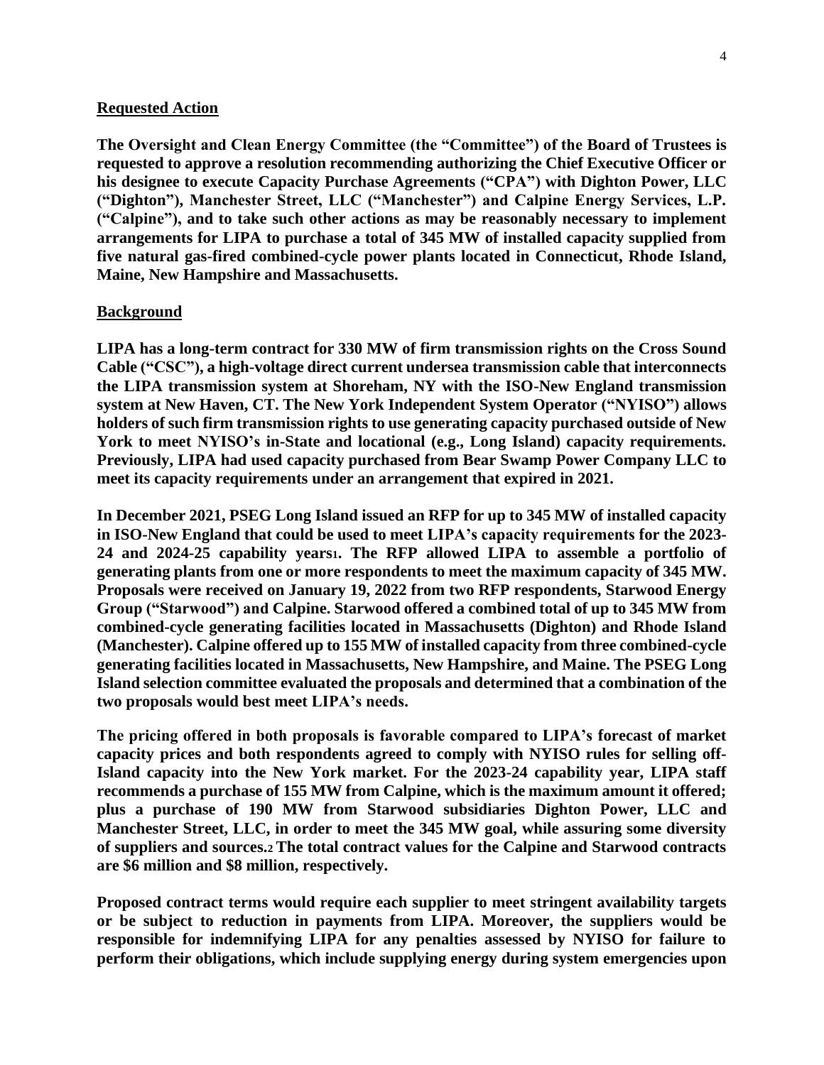## Requested Action

**The Oversight and Clean Energy Committee (the "Committee") of the Board of Trustees is requested to approve a resolution recommending authorizing the Chief Executive Officer or his designee to execute Capacity Purchase Agreements ("CPA") with Dighton Power, LLC ("Dighton"), Manchester Street, LLC ("Manchester") and Calpine Energy Services, L.P. ("Calpine"), and to take such other actions as may be reasonably necessary to implement arrangements for LIPA to purchase a total of 345 MW of installed capacity supplied from five natural gas-fired combined-cycle power plants located in Connecticut, Rhode Island, Maine, New Hampshire and Massachusetts.**

## Background

**LIPA has a long-term contract for 330 MW of firm transmission rights on the Cross Sound Cable ("CSC"), a high-voltage direct current undersea transmission cable that interconnects the LIPA transmission system at Shoreham, NY with the ISO-New England transmission system at New Haven, CT. The New York Independent System Operator ("NYISO") allows holders of such firm transmission rights to use generating capacity purchased outside of New York to meet NYISO's in-State and locational (e.g., Long Island) capacity requirements. Previously, LIPA had used capacity purchased from Bear Swamp Power Company LLC to meet its capacity requirements under an arrangement that expired in 2021.**

**In December 2021, PSEG Long Island issued an RFP for up to 345 MW of installed capacity in ISO-New England that could be used to meet LIPA's capacity requirements for the 2023-24 and 2024-25 capability years[1]. The RFP allowed LIPA to assemble a portfolio of generating plants from one or more respondents to meet the maximum capacity of 345 MW. Proposals were received on January 19, 2022 from two RFP respondents, Starwood Energy Group ("Starwood") and Calpine. Starwood offered a combined total of up to 345 MW from combined-cycle generating facilities located in Massachusetts (Dighton) and Rhode Island (Manchester). Calpine offered up to 155 MW of installed capacity from three combined-cycle generating facilities located in Massachusetts, New Hampshire, and Maine. The PSEG Long Island selection committee evaluated the proposals and determined that a combination of the two proposals would best meet LIPA's needs.**

**The pricing offered in both proposals is favorable compared to LIPA's forecast of market capacity prices and both respondents agreed to comply with NYISO rules for selling off-Island capacity into the New York market. For the 2023-24 capability year, LIPA staff recommends a purchase of 155 MW from Calpine, which is the maximum amount it offered; plus a purchase of 190 MW from Starwood subsidiaries Dighton Power, LLC and Manchester Street, LLC, in order to meet the 345 MW goal, while assuring some diversity of suppliers and sources.[2] The total contract values for the Calpine and Starwood contracts are \$6 million and \$8 million, respectively.**

**Proposed contract terms would require each supplier to meet stringent availability targets or be subject to reduction in payments from LIPA. Moreover, the suppliers would be responsible for indemnifying LIPA for any penalties assessed by NYISO for failure to perform their obligations, which include supplying energy during system emergencies upon**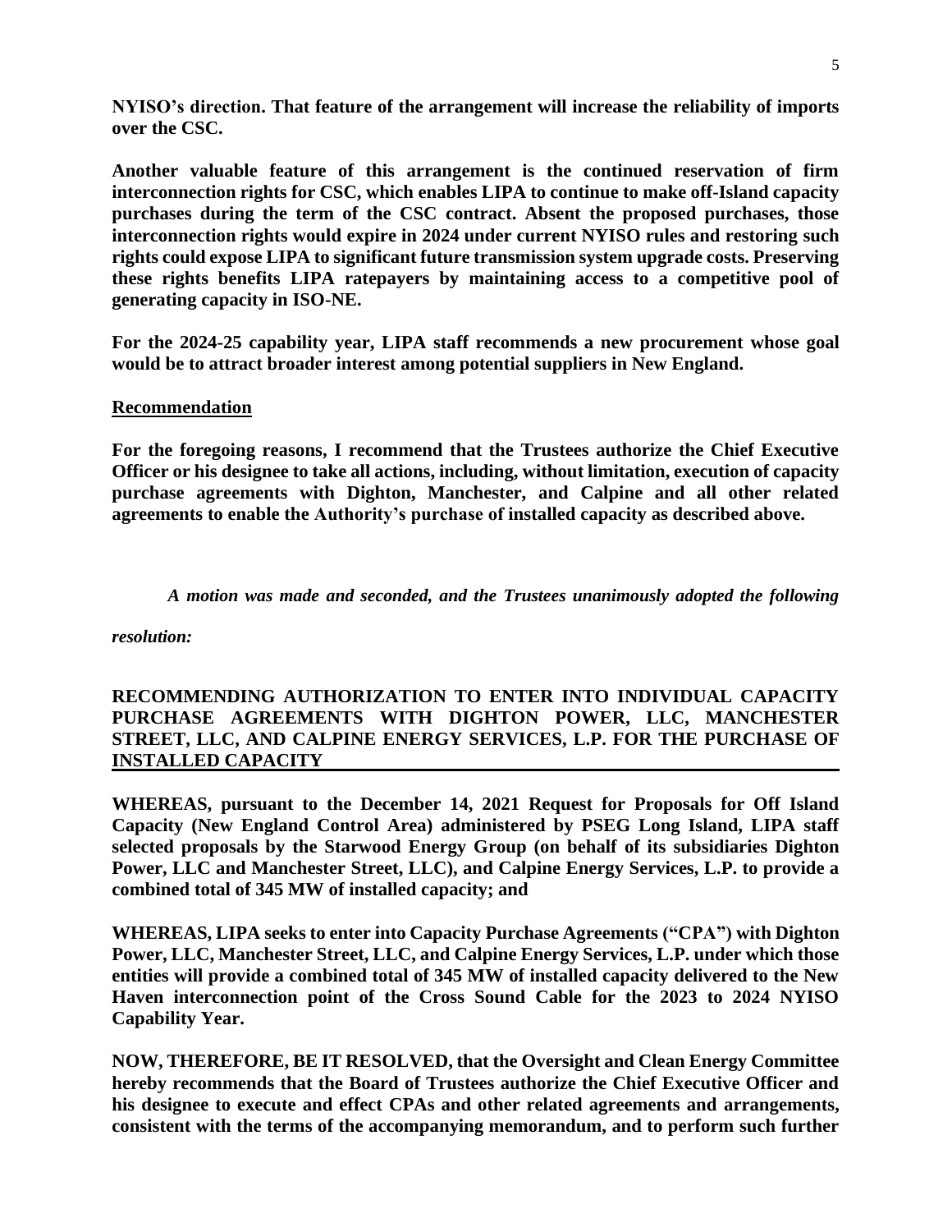**NYISO's direction. That feature of the arrangement will increase the reliability of imports over the CSC.**

**Another valuable feature of this arrangement is the continued reservation of firm interconnection rights for CSC, which enables LIPA to continue to make off-Island capacity purchases during the term of the CSC contract. Absent the proposed purchases, those interconnection rights would expire in 2024 under current NYISO rules and restoring such rights could expose LIPA to significant future transmission system upgrade costs. Preserving these rights benefits LIPA ratepayers by maintaining access to a competitive pool of generating capacity in ISO-NE.**

**For the 2024-25 capability year, LIPA staff recommends a new procurement whose goal would be to attract broader interest among potential suppliers in New England.**

**Recommendation**

**For the foregoing reasons, I recommend that the Trustees authorize the Chief Executive Officer or his designee to take all actions, including, without limitation, execution of capacity purchase agreements with Dighton, Manchester, and Calpine and all other related agreements to enable the Authority's purchase of installed capacity as described above.**

*A motion was made and seconded, and the Trustees unanimously adopted the following resolution:*

**RECOMMENDING AUTHORIZATION TO ENTER INTO INDIVIDUAL CAPACITY PURCHASE AGREEMENTS WITH DIGHTON POWER, LLC, MANCHESTER STREET, LLC, AND CALPINE ENERGY SERVICES, L.P. FOR THE PURCHASE OF INSTALLED CAPACITY**

**WHEREAS, pursuant to the December 14, 2021 Request for Proposals for Off Island Capacity (New England Control Area) administered by PSEG Long Island, LIPA staff selected proposals by the Starwood Energy Group (on behalf of its subsidiaries Dighton Power, LLC and Manchester Street, LLC), and Calpine Energy Services, L.P. to provide a combined total of 345 MW of installed capacity; and**

**WHEREAS, LIPA seeks to enter into Capacity Purchase Agreements ("CPA") with Dighton Power, LLC, Manchester Street, LLC, and Calpine Energy Services, L.P. under which those entities will provide a combined total of 345 MW of installed capacity delivered to the New Haven interconnection point of the Cross Sound Cable for the 2023 to 2024 NYISO Capability Year.**

**NOW, THEREFORE, BE IT RESOLVED, that the Oversight and Clean Energy Committee hereby recommends that the Board of Trustees authorize the Chief Executive Officer and his designee to execute and effect CPAs and other related agreements and arrangements, consistent with the terms of the accompanying memorandum, and to perform such further**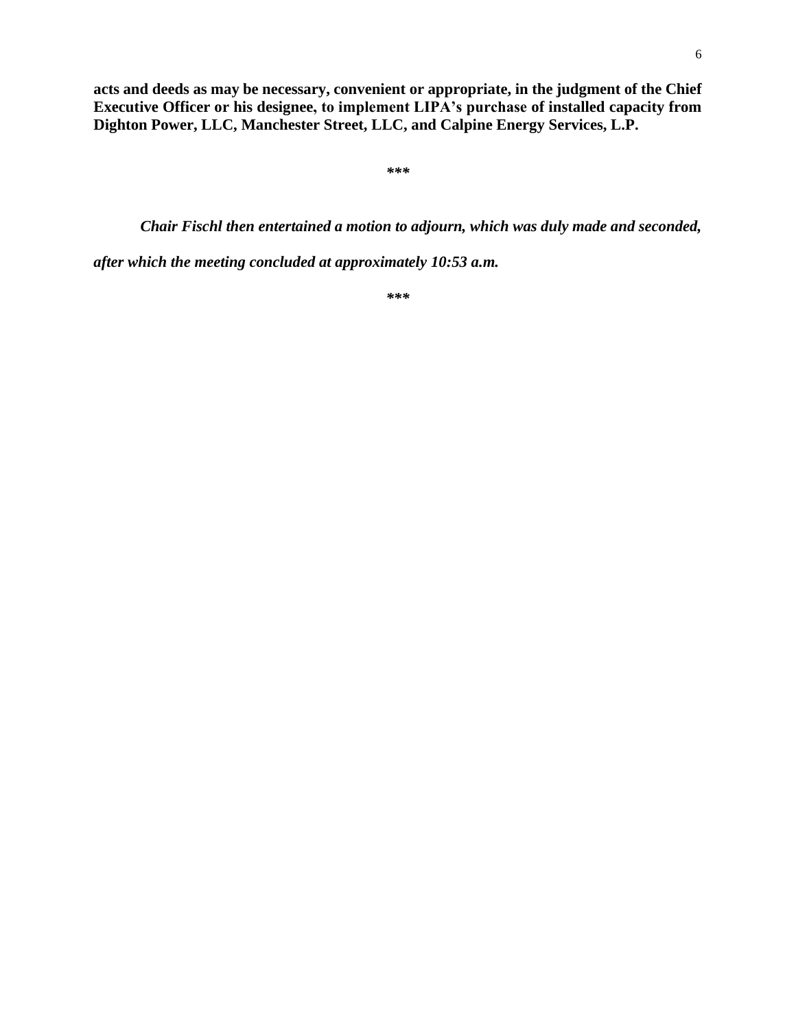**acts and deeds as may be necessary, convenient or appropriate, in the judgment of the Chief Executive Officer or his designee, to implement LIPA's purchase of installed capacity from Dighton Power, LLC, Manchester Street, LLC, and Calpine Energy Services, L.P.**

***\*\*\****

***Chair Fischl then entertained a motion to adjourn, which was duly made and seconded, after which the meeting concluded at approximately 10:53 a.m.***

***\*\*\****